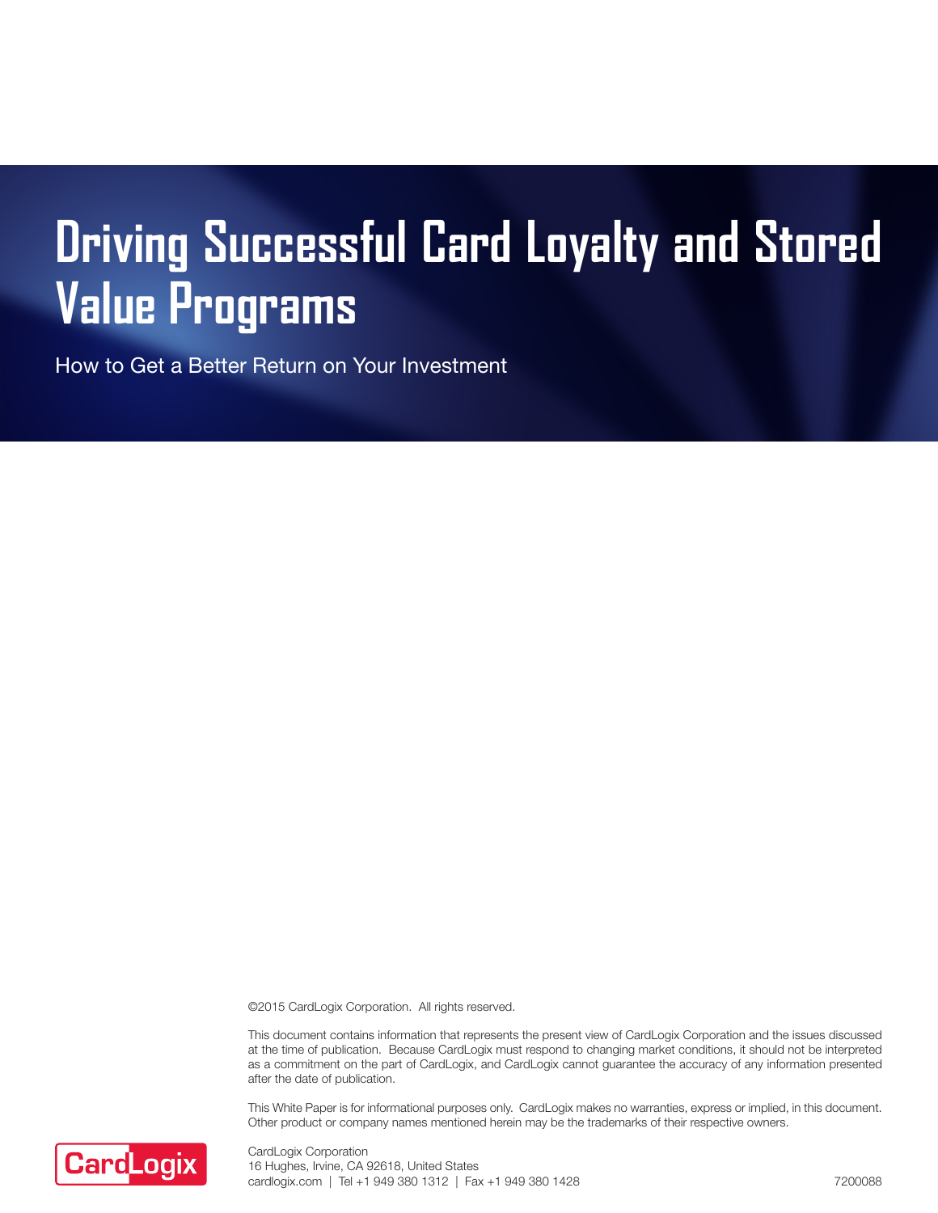# Driving Successful Card Loyalty and Stored Value Programs

How to Get a Better Return on Your Investment

©2015 CardLogix Corporation. All rights reserved.

This document contains information that represents the present view of CardLogix Corporation and the issues discussed at the time of publication. Because CardLogix must respond to changing market conditions, it should not be interpreted as a commitment on the part of CardLogix, and CardLogix cannot guarantee the accuracy of any information presented after the date of publication.

This White Paper is for informational purposes only. CardLogix makes no warranties, express or implied, in this document. Other product or company names mentioned herein may be the trademarks of their respective owners.

CardLogix

CardLogix Corporation
16 Hughes, Irvine, CA 92618, United States
cardlogix.com | Tel +1 949 380 1312 | Fax +1 949 380 1428

7200088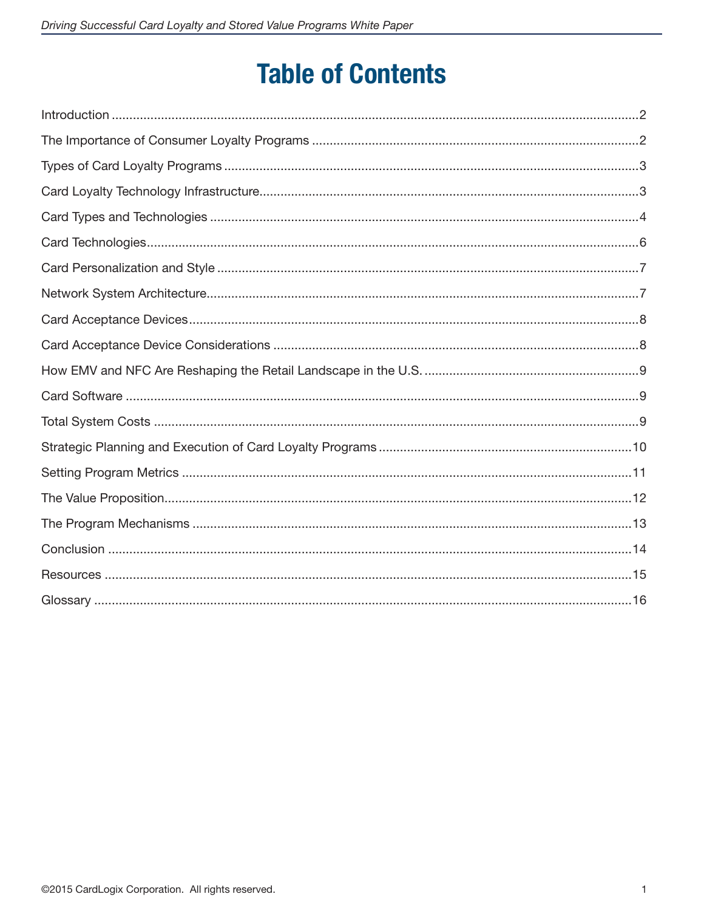# Table of Contents

Introduction ....................................................................................................2

The Importance of Consumer Loyalty Programs ....................................................2

Types of Card Loyalty Programs ........................................................................3

Card Loyalty Technology Infrastructure...............................................................3

Card Types and Technologies ............................................................................4

Card Technologies...........................................................................................6

Card Personalization and Style ..........................................................................7

Network System Architecture.............................................................................7

Card Acceptance Devices..................................................................................8

Card Acceptance Device Considerations .............................................................8

How EMV and NFC Are Reshaping the Retail Landscape in the U.S. .......................9

Card Software .................................................................................................9

Total System Costs ..........................................................................................9

Strategic Planning and Execution of Card Loyalty Programs ..................................10

Setting Program Metrics ..................................................................................11

The Value Proposition.....................................................................................12

The Program Mechanisms ...............................................................................13

Conclusion ....................................................................................................14

Resources .....................................................................................................15

Glossary .......................................................................................................16

©2015 CardLogix Corporation. All rights reserved.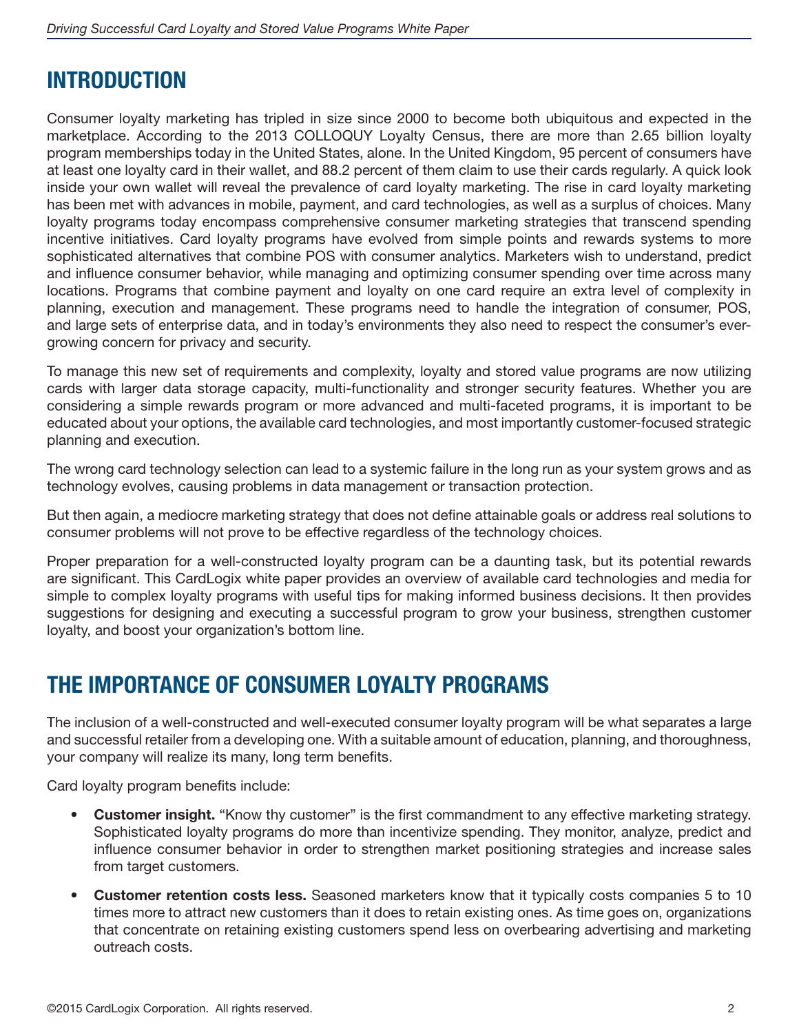## INTRODUCTION

Consumer loyalty marketing has tripled in size since 2000 to become both ubiquitous and expected in the marketplace. According to the 2013 COLLOQUY Loyalty Census, there are more than 2.65 billion loyalty program memberships today in the United States, alone. In the United Kingdom, 95 percent of consumers have at least one loyalty card in their wallet, and 88.2 percent of them claim to use their cards regularly. A quick look inside your own wallet will reveal the prevalence of card loyalty marketing. The rise in card loyalty marketing has been met with advances in mobile, payment, and card technologies, as well as a surplus of choices. Many loyalty programs today encompass comprehensive consumer marketing strategies that transcend spending incentive initiatives. Card loyalty programs have evolved from simple points and rewards systems to more sophisticated alternatives that combine POS with consumer analytics. Marketers wish to understand, predict and influence consumer behavior, while managing and optimizing consumer spending over time across many locations. Programs that combine payment and loyalty on one card require an extra level of complexity in planning, execution and management. These programs need to handle the integration of consumer, POS, and large sets of enterprise data, and in today's environments they also need to respect the consumer's ever-growing concern for privacy and security.

To manage this new set of requirements and complexity, loyalty and stored value programs are now utilizing cards with larger data storage capacity, multi-functionality and stronger security features. Whether you are considering a simple rewards program or more advanced and multi-faceted programs, it is important to be educated about your options, the available card technologies, and most importantly customer-focused strategic planning and execution.

The wrong card technology selection can lead to a systemic failure in the long run as your system grows and as technology evolves, causing problems in data management or transaction protection.

But then again, a mediocre marketing strategy that does not define attainable goals or address real solutions to consumer problems will not prove to be effective regardless of the technology choices.

Proper preparation for a well-constructed loyalty program can be a daunting task, but its potential rewards are significant. This CardLogix white paper provides an overview of available card technologies and media for simple to complex loyalty programs with useful tips for making informed business decisions. It then provides suggestions for designing and executing a successful program to grow your business, strengthen customer loyalty, and boost your organization's bottom line.

## THE IMPORTANCE OF CONSUMER LOYALTY PROGRAMS

The inclusion of a well-constructed and well-executed consumer loyalty program will be what separates a large and successful retailer from a developing one. With a suitable amount of education, planning, and thoroughness, your company will realize its many, long term benefits.

Card loyalty program benefits include:

- **Customer insight.** "Know thy customer" is the first commandment to any effective marketing strategy. Sophisticated loyalty programs do more than incentivize spending. They monitor, analyze, predict and influence consumer behavior in order to strengthen market positioning strategies and increase sales from target customers.
- **Customer retention costs less.** Seasoned marketers know that it typically costs companies 5 to 10 times more to attract new customers than it does to retain existing ones. As time goes on, organizations that concentrate on retaining existing customers spend less on overbearing advertising and marketing outreach costs.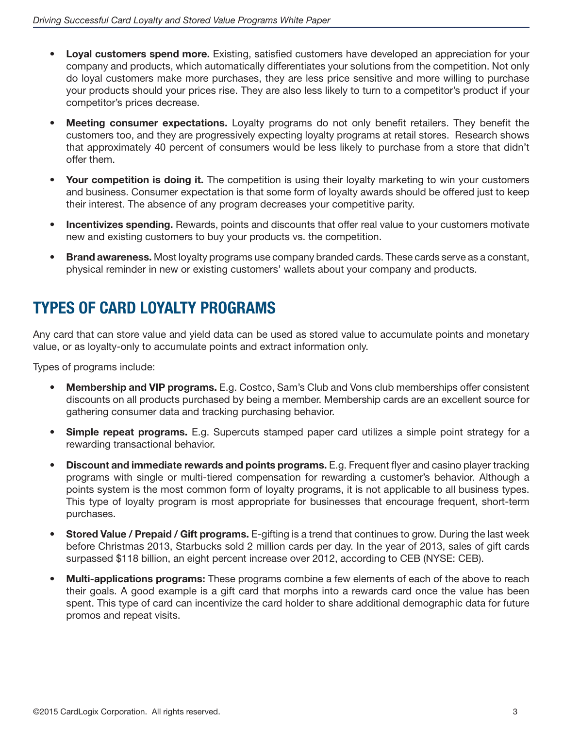- **Loyal customers spend more.** Existing, satisfied customers have developed an appreciation for your company and products, which automatically differentiates your solutions from the competition. Not only do loyal customers make more purchases, they are less price sensitive and more willing to purchase your products should your prices rise. They are also less likely to turn to a competitor's product if your competitor's prices decrease.

- **Meeting consumer expectations.** Loyalty programs do not only benefit retailers. They benefit the customers too, and they are progressively expecting loyalty programs at retail stores. Research shows that approximately 40 percent of consumers would be less likely to purchase from a store that didn't offer them.

- **Your competition is doing it.** The competition is using their loyalty marketing to win your customers and business. Consumer expectation is that some form of loyalty awards should be offered just to keep their interest. The absence of any program decreases your competitive parity.

- **Incentivizes spending.** Rewards, points and discounts that offer real value to your customers motivate new and existing customers to buy your products vs. the competition.

- **Brand awareness.** Most loyalty programs use company branded cards. These cards serve as a constant, physical reminder in new or existing customers' wallets about your company and products.

## TYPES OF CARD LOYALTY PROGRAMS

Any card that can store value and yield data can be used as stored value to accumulate points and monetary value, or as loyalty-only to accumulate points and extract information only.

Types of programs include:

- **Membership and VIP programs.** E.g. Costco, Sam's Club and Vons club memberships offer consistent discounts on all products purchased by being a member. Membership cards are an excellent source for gathering consumer data and tracking purchasing behavior.

- **Simple repeat programs.** E.g. Supercuts stamped paper card utilizes a simple point strategy for a rewarding transactional behavior.

- **Discount and immediate rewards and points programs.** E.g. Frequent flyer and casino player tracking programs with single or multi-tiered compensation for rewarding a customer's behavior. Although a points system is the most common form of loyalty programs, it is not applicable to all business types. This type of loyalty program is most appropriate for businesses that encourage frequent, short-term purchases.

- **Stored Value / Prepaid / Gift programs.** E-gifting is a trend that continues to grow. During the last week before Christmas 2013, Starbucks sold 2 million cards per day. In the year of 2013, sales of gift cards surpassed $118 billion, an eight percent increase over 2012, according to CEB (NYSE: CEB).

- **Multi-applications programs:** These programs combine a few elements of each of the above to reach their goals. A good example is a gift card that morphs into a rewards card once the value has been spent. This type of card can incentivize the card holder to share additional demographic data for future promos and repeat visits.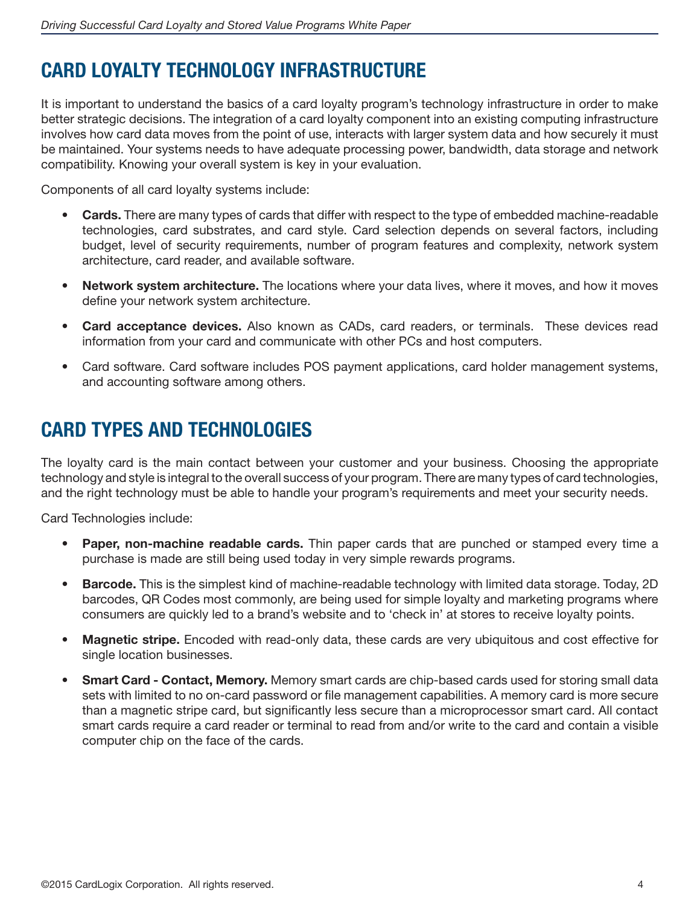## CARD LOYALTY TECHNOLOGY INFRASTRUCTURE

It is important to understand the basics of a card loyalty program's technology infrastructure in order to make better strategic decisions. The integration of a card loyalty component into an existing computing infrastructure involves how card data moves from the point of use, interacts with larger system data and how securely it must be maintained. Your systems needs to have adequate processing power, bandwidth, data storage and network compatibility. Knowing your overall system is key in your evaluation.

Components of all card loyalty systems include:

- **Cards.** There are many types of cards that differ with respect to the type of embedded machine-readable technologies, card substrates, and card style. Card selection depends on several factors, including budget, level of security requirements, number of program features and complexity, network system architecture, card reader, and available software.
- **Network system architecture.** The locations where your data lives, where it moves, and how it moves define your network system architecture.
- **Card acceptance devices.** Also known as CADs, card readers, or terminals. These devices read information from your card and communicate with other PCs and host computers.
- Card software. Card software includes POS payment applications, card holder management systems, and accounting software among others.

## CARD TYPES AND TECHNOLOGIES

The loyalty card is the main contact between your customer and your business. Choosing the appropriate technology and style is integral to the overall success of your program. There are many types of card technologies, and the right technology must be able to handle your program's requirements and meet your security needs.

Card Technologies include:

- **Paper, non-machine readable cards.** Thin paper cards that are punched or stamped every time a purchase is made are still being used today in very simple rewards programs.
- **Barcode.** This is the simplest kind of machine-readable technology with limited data storage. Today, 2D barcodes, QR Codes most commonly, are being used for simple loyalty and marketing programs where consumers are quickly led to a brand's website and to 'check in' at stores to receive loyalty points.
- **Magnetic stripe.** Encoded with read-only data, these cards are very ubiquitous and cost effective for single location businesses.
- **Smart Card - Contact, Memory.** Memory smart cards are chip-based cards used for storing small data sets with limited to no on-card password or file management capabilities. A memory card is more secure than a magnetic stripe card, but significantly less secure than a microprocessor smart card. All contact smart cards require a card reader or terminal to read from and/or write to the card and contain a visible computer chip on the face of the cards.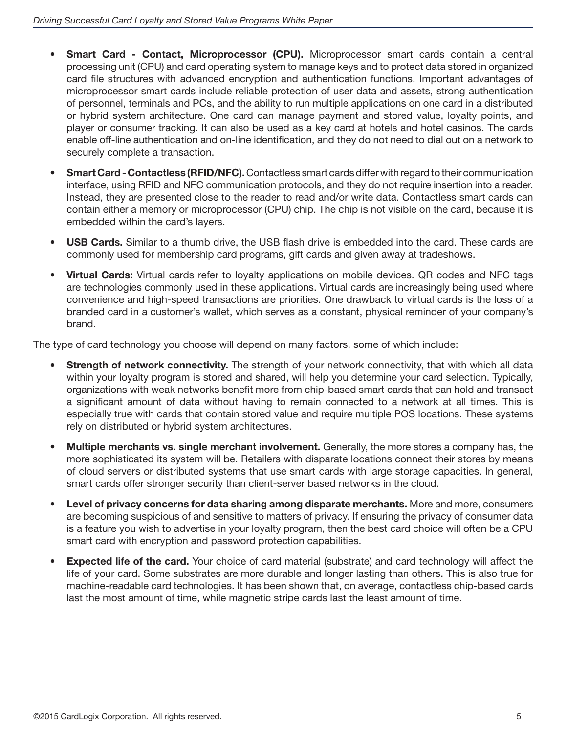- **Smart Card - Contact, Microprocessor (CPU).** Microprocessor smart cards contain a central processing unit (CPU) and card operating system to manage keys and to protect data stored in organized card file structures with advanced encryption and authentication functions. Important advantages of microprocessor smart cards include reliable protection of user data and assets, strong authentication of personnel, terminals and PCs, and the ability to run multiple applications on one card in a distributed or hybrid system architecture. One card can manage payment and stored value, loyalty points, and player or consumer tracking. It can also be used as a key card at hotels and hotel casinos. The cards enable off-line authentication and on-line identification, and they do not need to dial out on a network to securely complete a transaction.

- **Smart Card - Contactless (RFID/NFC).** Contactless smart cards differ with regard to their communication interface, using RFID and NFC communication protocols, and they do not require insertion into a reader. Instead, they are presented close to the reader to read and/or write data. Contactless smart cards can contain either a memory or microprocessor (CPU) chip. The chip is not visible on the card, because it is embedded within the card's layers.

- **USB Cards.** Similar to a thumb drive, the USB flash drive is embedded into the card. These cards are commonly used for membership card programs, gift cards and given away at tradeshows.

- **Virtual Cards:** Virtual cards refer to loyalty applications on mobile devices. QR codes and NFC tags are technologies commonly used in these applications. Virtual cards are increasingly being used where convenience and high-speed transactions are priorities. One drawback to virtual cards is the loss of a branded card in a customer's wallet, which serves as a constant, physical reminder of your company's brand.

The type of card technology you choose will depend on many factors, some of which include:

- **Strength of network connectivity.** The strength of your network connectivity, that with which all data within your loyalty program is stored and shared, will help you determine your card selection. Typically, organizations with weak networks benefit more from chip-based smart cards that can hold and transact a significant amount of data without having to remain connected to a network at all times. This is especially true with cards that contain stored value and require multiple POS locations. These systems rely on distributed or hybrid system architectures.

- **Multiple merchants vs. single merchant involvement.** Generally, the more stores a company has, the more sophisticated its system will be. Retailers with disparate locations connect their stores by means of cloud servers or distributed systems that use smart cards with large storage capacities. In general, smart cards offer stronger security than client-server based networks in the cloud.

- **Level of privacy concerns for data sharing among disparate merchants.** More and more, consumers are becoming suspicious of and sensitive to matters of privacy. If ensuring the privacy of consumer data is a feature you wish to advertise in your loyalty program, then the best card choice will often be a CPU smart card with encryption and password protection capabilities.

- **Expected life of the card.** Your choice of card material (substrate) and card technology will affect the life of your card. Some substrates are more durable and longer lasting than others. This is also true for machine-readable card technologies. It has been shown that, on average, contactless chip-based cards last the most amount of time, while magnetic stripe cards last the least amount of time.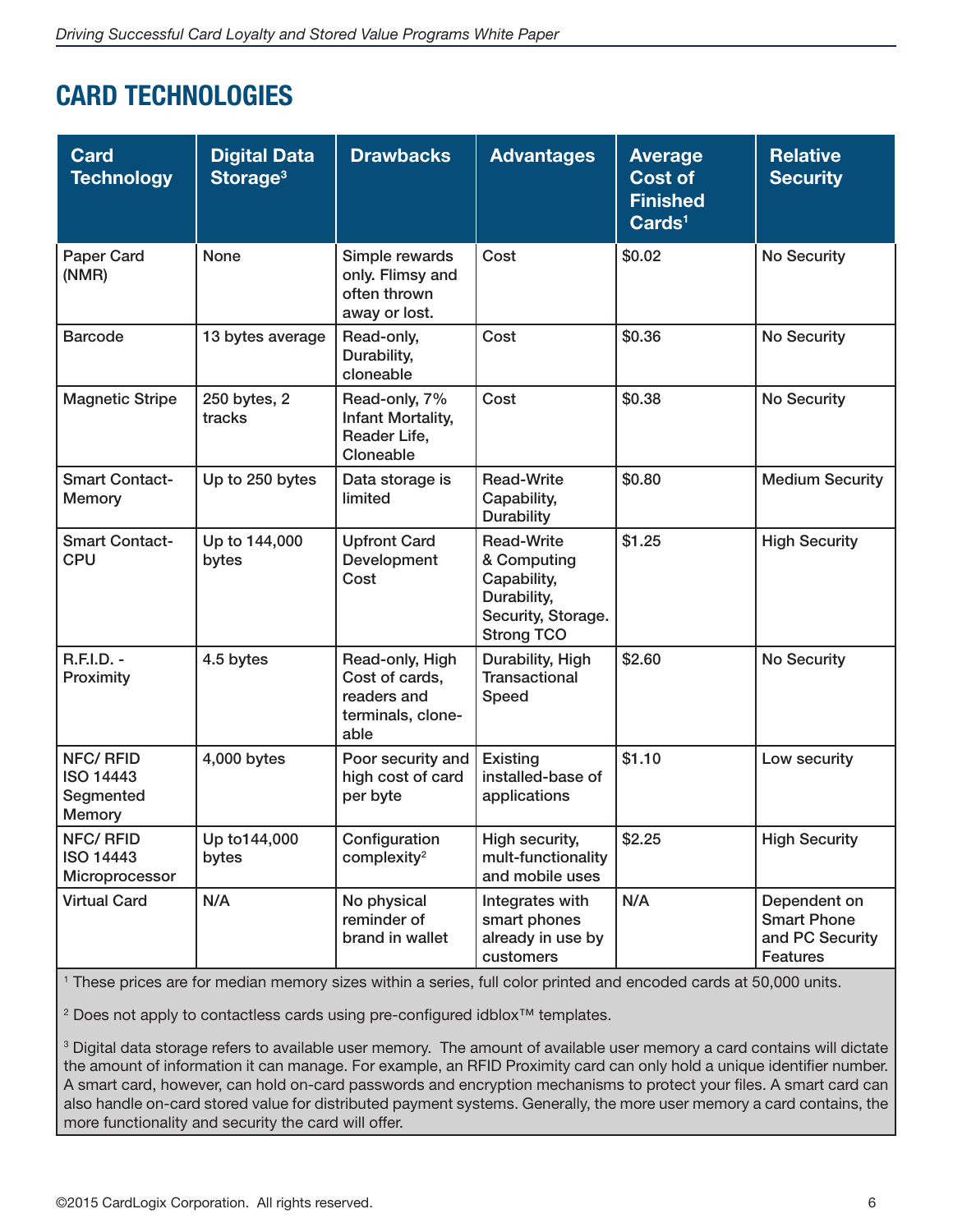## CARD TECHNOLOGIES

| Card Technology | Digital Data Storage[3] | Drawbacks | Advantages | Average Cost of Finished Cards[1] | Relative Security |
|---|---|---|---|---|---|
| Paper Card (NMR) | None | Simple rewards only. Flimsy and often thrown away or lost. | Cost | $0.02 | No Security |
| Barcode | 13 bytes average | Read-only, Durability, cloneable | Cost | $0.36 | No Security |
| Magnetic Stripe | 250 bytes, 2 tracks | Read-only, 7% Infant Mortality, Reader Life, Cloneable | Cost | $0.38 | No Security |
| Smart Contact-Memory | Up to 250 bytes | Data storage is limited | Read-Write Capability, Durability | $0.80 | Medium Security |
| Smart Contact-CPU | Up to 144,000 bytes | Upfront Card Development Cost | Read-Write & Computing Capability, Durability, Security, Storage. Strong TCO | $1.25 | High Security |
| R.F.I.D. - Proximity | 4.5 bytes | Read-only, High Cost of cards, readers and terminals, clone-able | Durability, High Transactional Speed | $2.60 | No Security |
| NFC/ RFID ISO 14443 Segmented Memory | 4,000 bytes | Poor security and high cost of card per byte | Existing installed-base of applications | $1.10 | Low security |
| NFC/ RFID ISO 14443 Microprocessor | Up to144,000 bytes | Configuration complexity[2] | High security, mult-functionality and mobile uses | $2.25 | High Security |
| Virtual Card | N/A | No physical reminder of brand in wallet | Integrates with smart phones already in use by customers | N/A | Dependent on Smart Phone and PC Security Features |

[1] These prices are for median memory sizes within a series, full color printed and encoded cards at 50,000 units.

[2] Does not apply to contactless cards using pre-configured idblox™ templates.

[3] Digital data storage refers to available user memory. The amount of available user memory a card contains will dictate the amount of information it can manage. For example, an RFID Proximity card can only hold a unique identifier number. A smart card, however, can hold on-card passwords and encryption mechanisms to protect your files. A smart card can also handle on-card stored value for distributed payment systems. Generally, the more user memory a card contains, the more functionality and security the card will offer.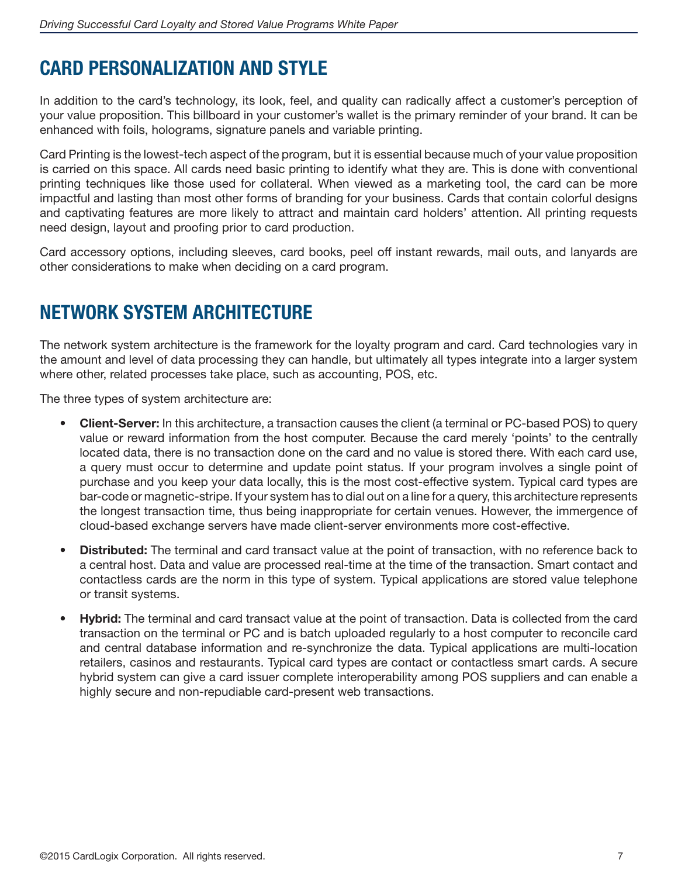## CARD PERSONALIZATION AND STYLE

In addition to the card's technology, its look, feel, and quality can radically affect a customer's perception of your value proposition. This billboard in your customer's wallet is the primary reminder of your brand. It can be enhanced with foils, holograms, signature panels and variable printing.

Card Printing is the lowest-tech aspect of the program, but it is essential because much of your value proposition is carried on this space. All cards need basic printing to identify what they are. This is done with conventional printing techniques like those used for collateral. When viewed as a marketing tool, the card can be more impactful and lasting than most other forms of branding for your business. Cards that contain colorful designs and captivating features are more likely to attract and maintain card holders' attention. All printing requests need design, layout and proofing prior to card production.

Card accessory options, including sleeves, card books, peel off instant rewards, mail outs, and lanyards are other considerations to make when deciding on a card program.

## NETWORK SYSTEM ARCHITECTURE

The network system architecture is the framework for the loyalty program and card. Card technologies vary in the amount and level of data processing they can handle, but ultimately all types integrate into a larger system where other, related processes take place, such as accounting, POS, etc.

The three types of system architecture are:

- **Client-Server:** In this architecture, a transaction causes the client (a terminal or PC-based POS) to query value or reward information from the host computer. Because the card merely 'points' to the centrally located data, there is no transaction done on the card and no value is stored there. With each card use, a query must occur to determine and update point status. If your program involves a single point of purchase and you keep your data locally, this is the most cost-effective system. Typical card types are bar-code or magnetic-stripe. If your system has to dial out on a line for a query, this architecture represents the longest transaction time, thus being inappropriate for certain venues. However, the immergence of cloud-based exchange servers have made client-server environments more cost-effective.

- **Distributed:** The terminal and card transact value at the point of transaction, with no reference back to a central host. Data and value are processed real-time at the time of the transaction. Smart contact and contactless cards are the norm in this type of system. Typical applications are stored value telephone or transit systems.

- **Hybrid:** The terminal and card transact value at the point of transaction. Data is collected from the card transaction on the terminal or PC and is batch uploaded regularly to a host computer to reconcile card and central database information and re-synchronize the data. Typical applications are multi-location retailers, casinos and restaurants. Typical card types are contact or contactless smart cards. A secure hybrid system can give a card issuer complete interoperability among POS suppliers and can enable a highly secure and non-repudiable card-present web transactions.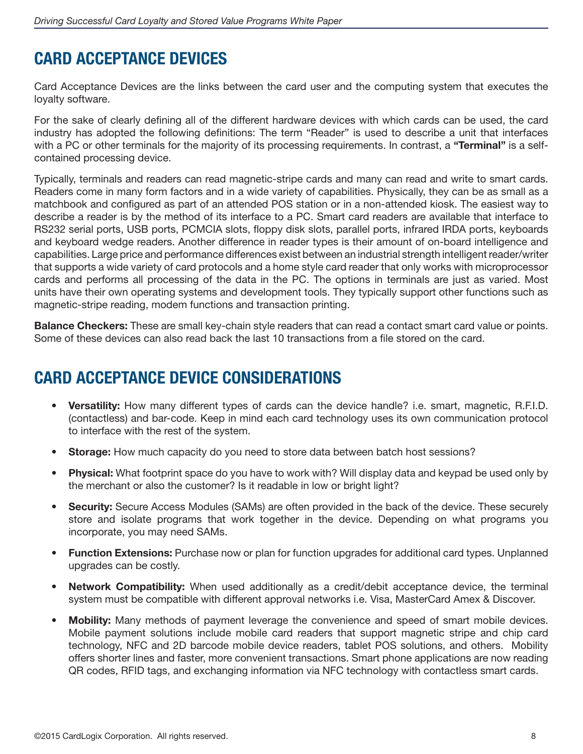## CARD ACCEPTANCE DEVICES

Card Acceptance Devices are the links between the card user and the computing system that executes the loyalty software.

For the sake of clearly defining all of the different hardware devices with which cards can be used, the card industry has adopted the following definitions: The term "Reader" is used to describe a unit that interfaces with a PC or other terminals for the majority of its processing requirements. In contrast, a **"Terminal"** is a self-contained processing device.

Typically, terminals and readers can read magnetic-stripe cards and many can read and write to smart cards. Readers come in many form factors and in a wide variety of capabilities. Physically, they can be as small as a matchbook and configured as part of an attended POS station or in a non-attended kiosk. The easiest way to describe a reader is by the method of its interface to a PC. Smart card readers are available that interface to RS232 serial ports, USB ports, PCMCIA slots, floppy disk slots, parallel ports, infrared IRDA ports, keyboards and keyboard wedge readers. Another difference in reader types is their amount of on-board intelligence and capabilities. Large price and performance differences exist between an industrial strength intelligent reader/writer that supports a wide variety of card protocols and a home style card reader that only works with microprocessor cards and performs all processing of the data in the PC. The options in terminals are just as varied. Most units have their own operating systems and development tools. They typically support other functions such as magnetic-stripe reading, modem functions and transaction printing.

**Balance Checkers:** These are small key-chain style readers that can read a contact smart card value or points. Some of these devices can also read back the last 10 transactions from a file stored on the card.

## CARD ACCEPTANCE DEVICE CONSIDERATIONS

- **Versatility:** How many different types of cards can the device handle? i.e. smart, magnetic, R.F.I.D. (contactless) and bar-code. Keep in mind each card technology uses its own communication protocol to interface with the rest of the system.
- **Storage:** How much capacity do you need to store data between batch host sessions?
- **Physical:** What footprint space do you have to work with? Will display data and keypad be used only by the merchant or also the customer? Is it readable in low or bright light?
- **Security:** Secure Access Modules (SAMs) are often provided in the back of the device. These securely store and isolate programs that work together in the device. Depending on what programs you incorporate, you may need SAMs.
- **Function Extensions:** Purchase now or plan for function upgrades for additional card types. Unplanned upgrades can be costly.
- **Network Compatibility:** When used additionally as a credit/debit acceptance device, the terminal system must be compatible with different approval networks i.e. Visa, MasterCard Amex & Discover.
- **Mobility:** Many methods of payment leverage the convenience and speed of smart mobile devices. Mobile payment solutions include mobile card readers that support magnetic stripe and chip card technology, NFC and 2D barcode mobile device readers, tablet POS solutions, and others. Mobility offers shorter lines and faster, more convenient transactions. Smart phone applications are now reading QR codes, RFID tags, and exchanging information via NFC technology with contactless smart cards.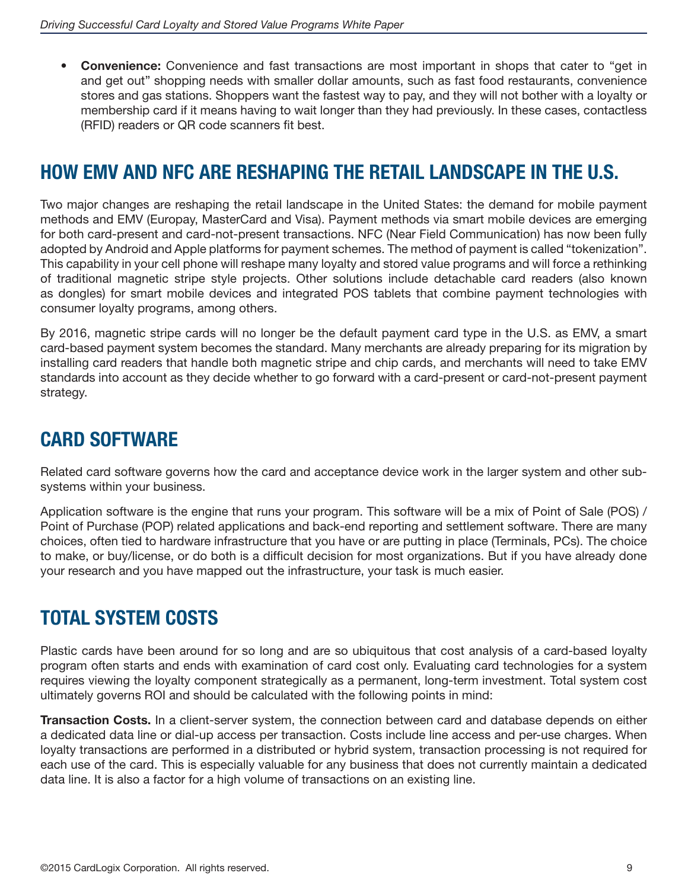- **Convenience:** Convenience and fast transactions are most important in shops that cater to "get in and get out" shopping needs with smaller dollar amounts, such as fast food restaurants, convenience stores and gas stations. Shoppers want the fastest way to pay, and they will not bother with a loyalty or membership card if it means having to wait longer than they had previously. In these cases, contactless (RFID) readers or QR code scanners fit best.

## HOW EMV AND NFC ARE RESHAPING THE RETAIL LANDSCAPE IN THE U.S.

Two major changes are reshaping the retail landscape in the United States: the demand for mobile payment methods and EMV (Europay, MasterCard and Visa). Payment methods via smart mobile devices are emerging for both card-present and card-not-present transactions. NFC (Near Field Communication) has now been fully adopted by Android and Apple platforms for payment schemes. The method of payment is called "tokenization". This capability in your cell phone will reshape many loyalty and stored value programs and will force a rethinking of traditional magnetic stripe style projects. Other solutions include detachable card readers (also known as dongles) for smart mobile devices and integrated POS tablets that combine payment technologies with consumer loyalty programs, among others.

By 2016, magnetic stripe cards will no longer be the default payment card type in the U.S. as EMV, a smart card-based payment system becomes the standard. Many merchants are already preparing for its migration by installing card readers that handle both magnetic stripe and chip cards, and merchants will need to take EMV standards into account as they decide whether to go forward with a card-present or card-not-present payment strategy.

## CARD SOFTWARE

Related card software governs how the card and acceptance device work in the larger system and other sub-systems within your business.

Application software is the engine that runs your program. This software will be a mix of Point of Sale (POS) / Point of Purchase (POP) related applications and back-end reporting and settlement software. There are many choices, often tied to hardware infrastructure that you have or are putting in place (Terminals, PCs). The choice to make, or buy/license, or do both is a difficult decision for most organizations. But if you have already done your research and you have mapped out the infrastructure, your task is much easier.

## TOTAL SYSTEM COSTS

Plastic cards have been around for so long and are so ubiquitous that cost analysis of a card-based loyalty program often starts and ends with examination of card cost only. Evaluating card technologies for a system requires viewing the loyalty component strategically as a permanent, long-term investment. Total system cost ultimately governs ROI and should be calculated with the following points in mind:

**Transaction Costs.** In a client-server system, the connection between card and database depends on either a dedicated data line or dial-up access per transaction. Costs include line access and per-use charges. When loyalty transactions are performed in a distributed or hybrid system, transaction processing is not required for each use of the card. This is especially valuable for any business that does not currently maintain a dedicated data line. It is also a factor for a high volume of transactions on an existing line.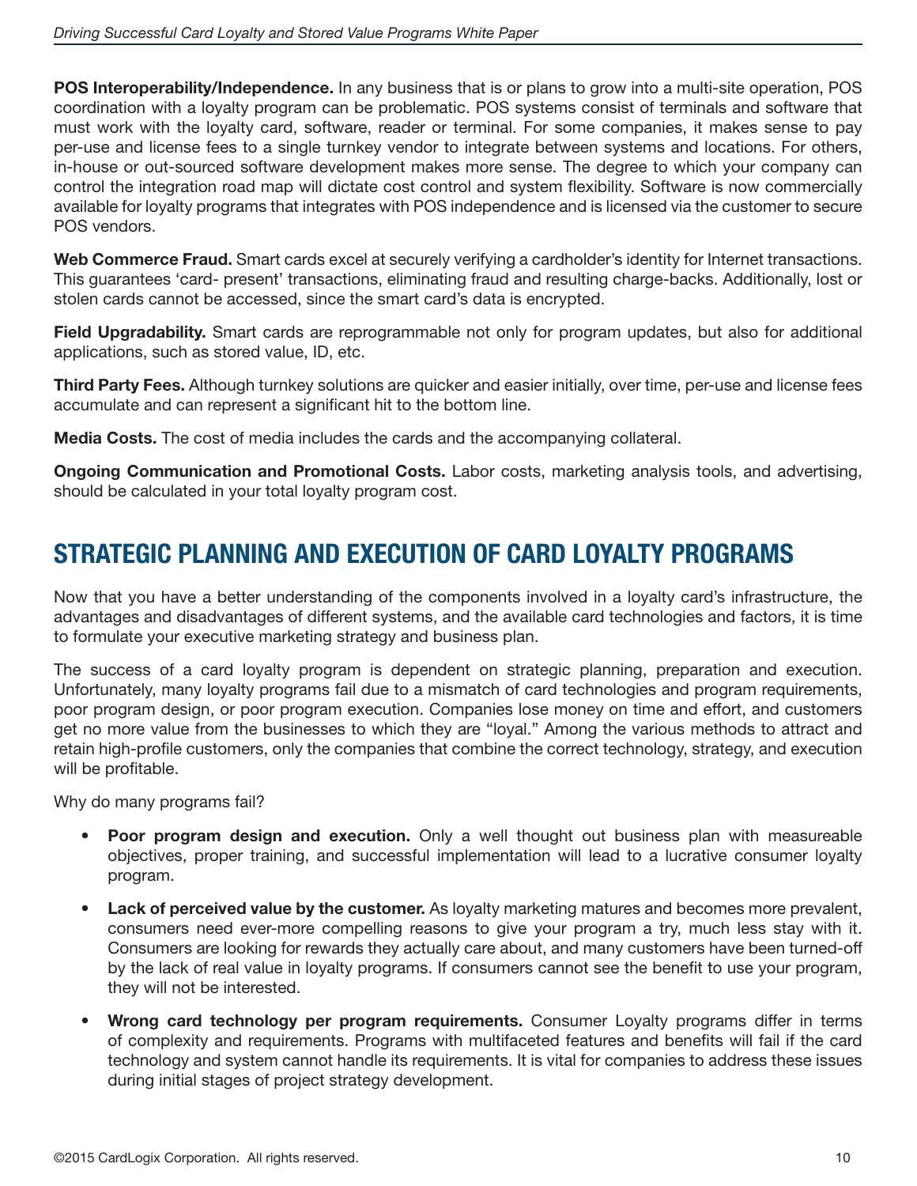**POS Interoperability/Independence.** In any business that is or plans to grow into a multi-site operation, POS coordination with a loyalty program can be problematic. POS systems consist of terminals and software that must work with the loyalty card, software, reader or terminal. For some companies, it makes sense to pay per-use and license fees to a single turnkey vendor to integrate between systems and locations. For others, in-house or out-sourced software development makes more sense. The degree to which your company can control the integration road map will dictate cost control and system flexibility. Software is now commercially available for loyalty programs that integrates with POS independence and is licensed via the customer to secure POS vendors.

**Web Commerce Fraud.** Smart cards excel at securely verifying a cardholder's identity for Internet transactions. This guarantees 'card- present' transactions, eliminating fraud and resulting charge-backs. Additionally, lost or stolen cards cannot be accessed, since the smart card's data is encrypted.

**Field Upgradability.** Smart cards are reprogrammable not only for program updates, but also for additional applications, such as stored value, ID, etc.

**Third Party Fees.** Although turnkey solutions are quicker and easier initially, over time, per-use and license fees accumulate and can represent a significant hit to the bottom line.

**Media Costs.** The cost of media includes the cards and the accompanying collateral.

**Ongoing Communication and Promotional Costs.** Labor costs, marketing analysis tools, and advertising, should be calculated in your total loyalty program cost.

## STRATEGIC PLANNING AND EXECUTION OF CARD LOYALTY PROGRAMS

Now that you have a better understanding of the components involved in a loyalty card's infrastructure, the advantages and disadvantages of different systems, and the available card technologies and factors, it is time to formulate your executive marketing strategy and business plan.

The success of a card loyalty program is dependent on strategic planning, preparation and execution. Unfortunately, many loyalty programs fail due to a mismatch of card technologies and program requirements, poor program design, or poor program execution. Companies lose money on time and effort, and customers get no more value from the businesses to which they are "loyal." Among the various methods to attract and retain high-profile customers, only the companies that combine the correct technology, strategy, and execution will be profitable.

Why do many programs fail?

- **Poor program design and execution.** Only a well thought out business plan with measureable objectives, proper training, and successful implementation will lead to a lucrative consumer loyalty program.
- **Lack of perceived value by the customer.** As loyalty marketing matures and becomes more prevalent, consumers need ever-more compelling reasons to give your program a try, much less stay with it. Consumers are looking for rewards they actually care about, and many customers have been turned-off by the lack of real value in loyalty programs. If consumers cannot see the benefit to use your program, they will not be interested.
- **Wrong card technology per program requirements.** Consumer Loyalty programs differ in terms of complexity and requirements. Programs with multifaceted features and benefits will fail if the card technology and system cannot handle its requirements. It is vital for companies to address these issues during initial stages of project strategy development.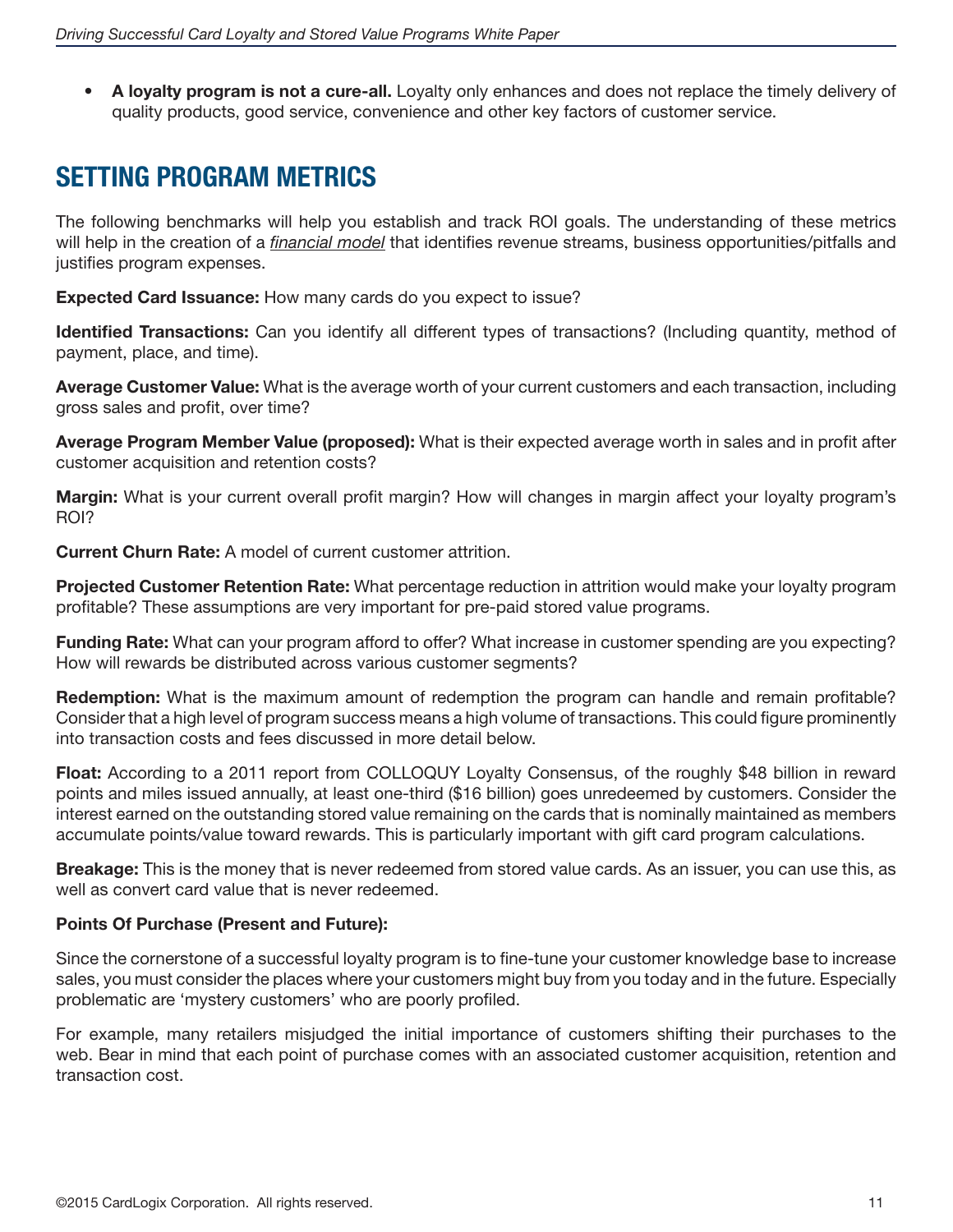- **A loyalty program is not a cure-all.** Loyalty only enhances and does not replace the timely delivery of quality products, good service, convenience and other key factors of customer service.

## SETTING PROGRAM METRICS

The following benchmarks will help you establish and track ROI goals. The understanding of these metrics will help in the creation of a *financial model* that identifies revenue streams, business opportunities/pitfalls and justifies program expenses.

**Expected Card Issuance:** How many cards do you expect to issue?

**Identified Transactions:** Can you identify all different types of transactions? (Including quantity, method of payment, place, and time).

**Average Customer Value:** What is the average worth of your current customers and each transaction, including gross sales and profit, over time?

**Average Program Member Value (proposed):** What is their expected average worth in sales and in profit after customer acquisition and retention costs?

**Margin:** What is your current overall profit margin? How will changes in margin affect your loyalty program's ROI?

**Current Churn Rate:** A model of current customer attrition.

**Projected Customer Retention Rate:** What percentage reduction in attrition would make your loyalty program profitable? These assumptions are very important for pre-paid stored value programs.

**Funding Rate:** What can your program afford to offer? What increase in customer spending are you expecting? How will rewards be distributed across various customer segments?

**Redemption:** What is the maximum amount of redemption the program can handle and remain profitable? Consider that a high level of program success means a high volume of transactions. This could figure prominently into transaction costs and fees discussed in more detail below.

**Float:** According to a 2011 report from COLLOQUY Loyalty Consensus, of the roughly $48 billion in reward points and miles issued annually, at least one-third ($16 billion) goes unredeemed by customers. Consider the interest earned on the outstanding stored value remaining on the cards that is nominally maintained as members accumulate points/value toward rewards. This is particularly important with gift card program calculations.

**Breakage:** This is the money that is never redeemed from stored value cards. As an issuer, you can use this, as well as convert card value that is never redeemed.

**Points Of Purchase (Present and Future):**

Since the cornerstone of a successful loyalty program is to fine-tune your customer knowledge base to increase sales, you must consider the places where your customers might buy from you today and in the future. Especially problematic are 'mystery customers' who are poorly profiled.

For example, many retailers misjudged the initial importance of customers shifting their purchases to the web. Bear in mind that each point of purchase comes with an associated customer acquisition, retention and transaction cost.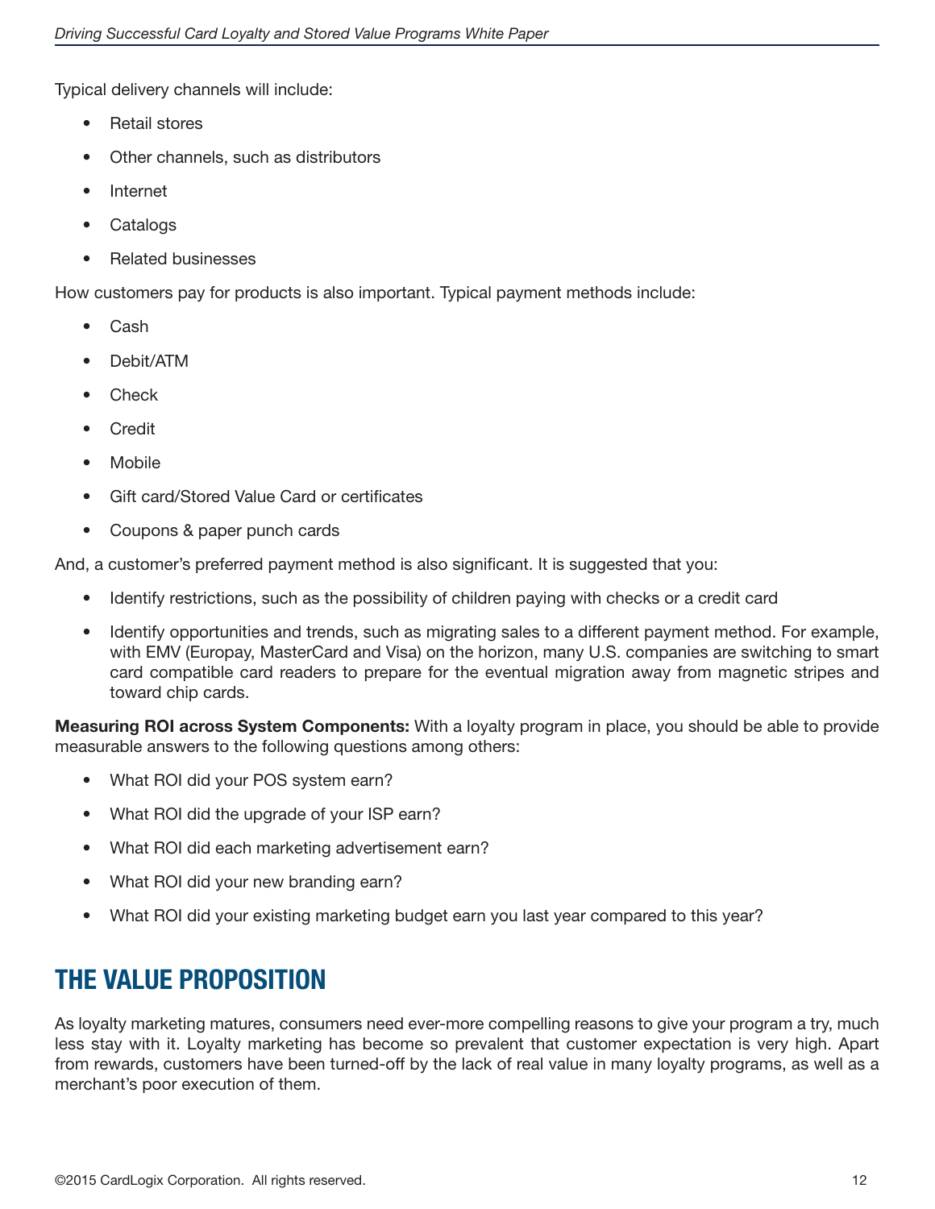Typical delivery channels will include:

- Retail stores
- Other channels, such as distributors
- Internet
- Catalogs
- Related businesses

How customers pay for products is also important. Typical payment methods include:

- Cash
- Debit/ATM
- Check
- Credit
- Mobile
- Gift card/Stored Value Card or certificates
- Coupons & paper punch cards

And, a customer's preferred payment method is also significant. It is suggested that you:

- Identify restrictions, such as the possibility of children paying with checks or a credit card
- Identify opportunities and trends, such as migrating sales to a different payment method. For example, with EMV (Europay, MasterCard and Visa) on the horizon, many U.S. companies are switching to smart card compatible card readers to prepare for the eventual migration away from magnetic stripes and toward chip cards.

**Measuring ROI across System Components:** With a loyalty program in place, you should be able to provide measurable answers to the following questions among others:

- What ROI did your POS system earn?
- What ROI did the upgrade of your ISP earn?
- What ROI did each marketing advertisement earn?
- What ROI did your new branding earn?
- What ROI did your existing marketing budget earn you last year compared to this year?

## THE VALUE PROPOSITION

As loyalty marketing matures, consumers need ever-more compelling reasons to give your program a try, much less stay with it. Loyalty marketing has become so prevalent that customer expectation is very high. Apart from rewards, customers have been turned-off by the lack of real value in many loyalty programs, as well as a merchant's poor execution of them.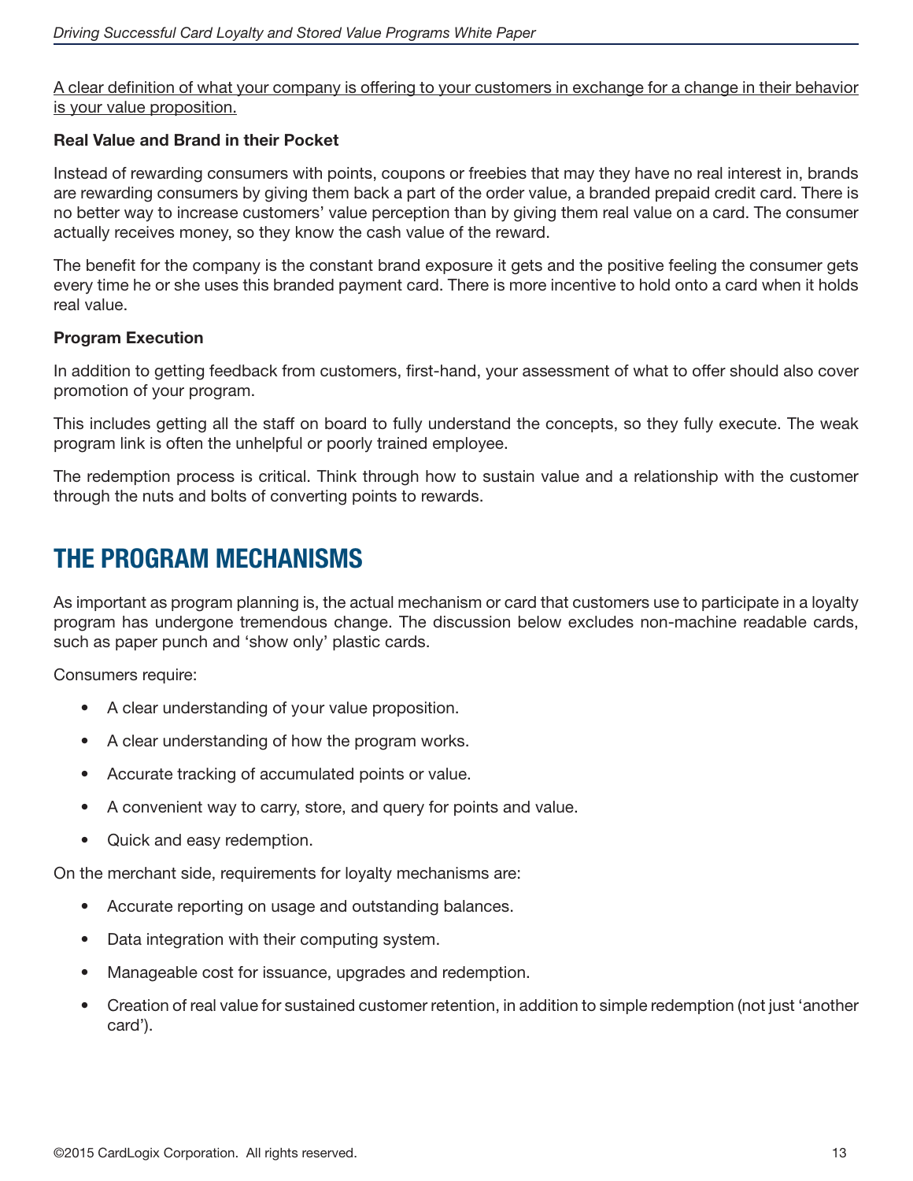<u>A clear definition of what your company is offering to your customers in exchange for a change in their behavior is your value proposition.</u>

**Real Value and Brand in their Pocket**

Instead of rewarding consumers with points, coupons or freebies that may they have no real interest in, brands are rewarding consumers by giving them back a part of the order value, a branded prepaid credit card. There is no better way to increase customers' value perception than by giving them real value on a card. The consumer actually receives money, so they know the cash value of the reward.

The benefit for the company is the constant brand exposure it gets and the positive feeling the consumer gets every time he or she uses this branded payment card. There is more incentive to hold onto a card when it holds real value.

**Program Execution**

In addition to getting feedback from customers, first-hand, your assessment of what to offer should also cover promotion of your program.

This includes getting all the staff on board to fully understand the concepts, so they fully execute. The weak program link is often the unhelpful or poorly trained employee.

The redemption process is critical. Think through how to sustain value and a relationship with the customer through the nuts and bolts of converting points to rewards.

## THE PROGRAM MECHANISMS

As important as program planning is, the actual mechanism or card that customers use to participate in a loyalty program has undergone tremendous change. The discussion below excludes non-machine readable cards, such as paper punch and 'show only' plastic cards.

Consumers require:

- A clear understanding of your value proposition.
- A clear understanding of how the program works.
- Accurate tracking of accumulated points or value.
- A convenient way to carry, store, and query for points and value.
- Quick and easy redemption.

On the merchant side, requirements for loyalty mechanisms are:

- Accurate reporting on usage and outstanding balances.
- Data integration with their computing system.
- Manageable cost for issuance, upgrades and redemption.
- Creation of real value for sustained customer retention, in addition to simple redemption (not just 'another card').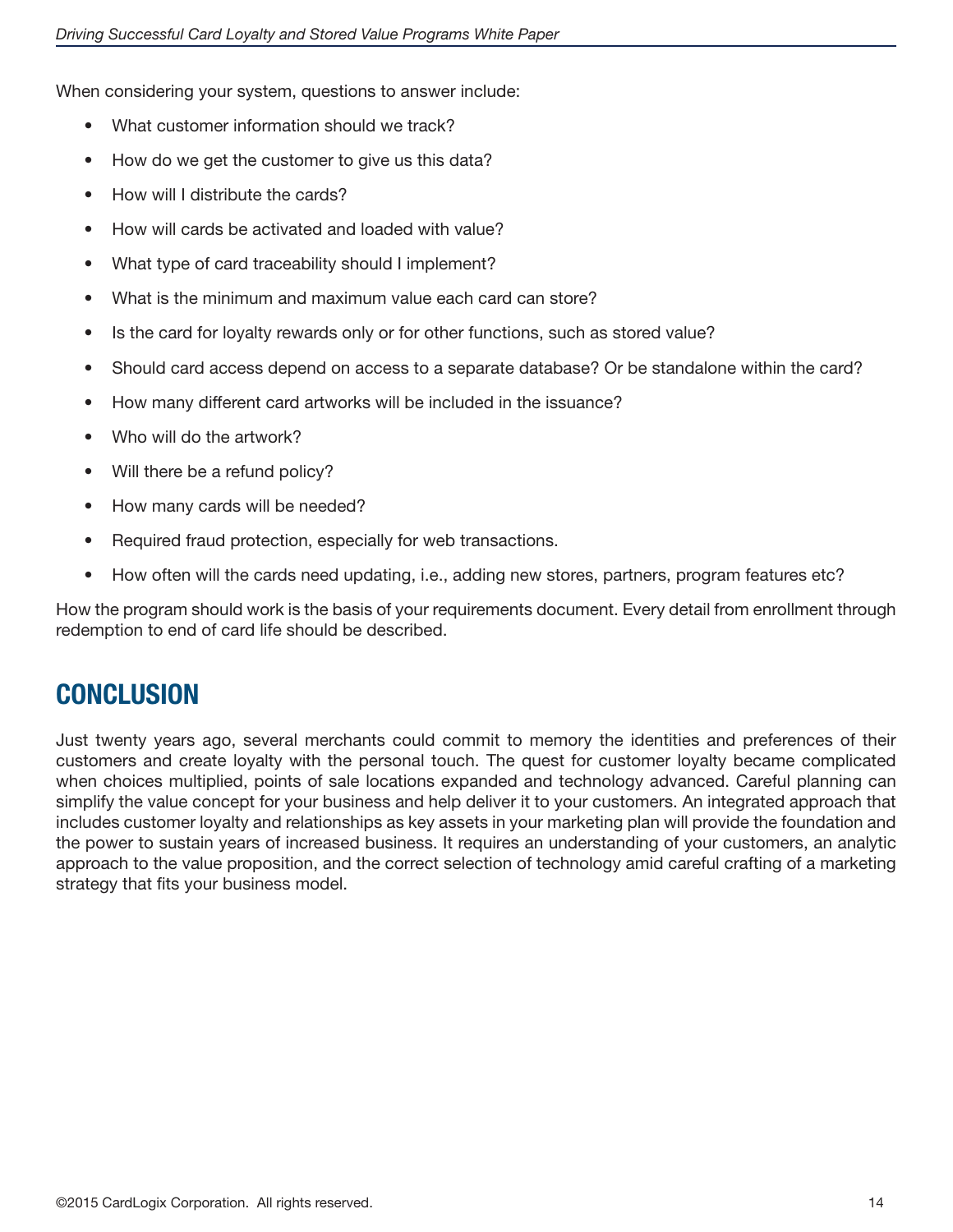When considering your system, questions to answer include:

- What customer information should we track?
- How do we get the customer to give us this data?
- How will I distribute the cards?
- How will cards be activated and loaded with value?
- What type of card traceability should I implement?
- What is the minimum and maximum value each card can store?
- Is the card for loyalty rewards only or for other functions, such as stored value?
- Should card access depend on access to a separate database? Or be standalone within the card?
- How many different card artworks will be included in the issuance?
- Who will do the artwork?
- Will there be a refund policy?
- How many cards will be needed?
- Required fraud protection, especially for web transactions.
- How often will the cards need updating, i.e., adding new stores, partners, program features etc?

How the program should work is the basis of your requirements document. Every detail from enrollment through redemption to end of card life should be described.

## CONCLUSION

Just twenty years ago, several merchants could commit to memory the identities and preferences of their customers and create loyalty with the personal touch. The quest for customer loyalty became complicated when choices multiplied, points of sale locations expanded and technology advanced. Careful planning can simplify the value concept for your business and help deliver it to your customers. An integrated approach that includes customer loyalty and relationships as key assets in your marketing plan will provide the foundation and the power to sustain years of increased business. It requires an understanding of your customers, an analytic approach to the value proposition, and the correct selection of technology amid careful crafting of a marketing strategy that fits your business model.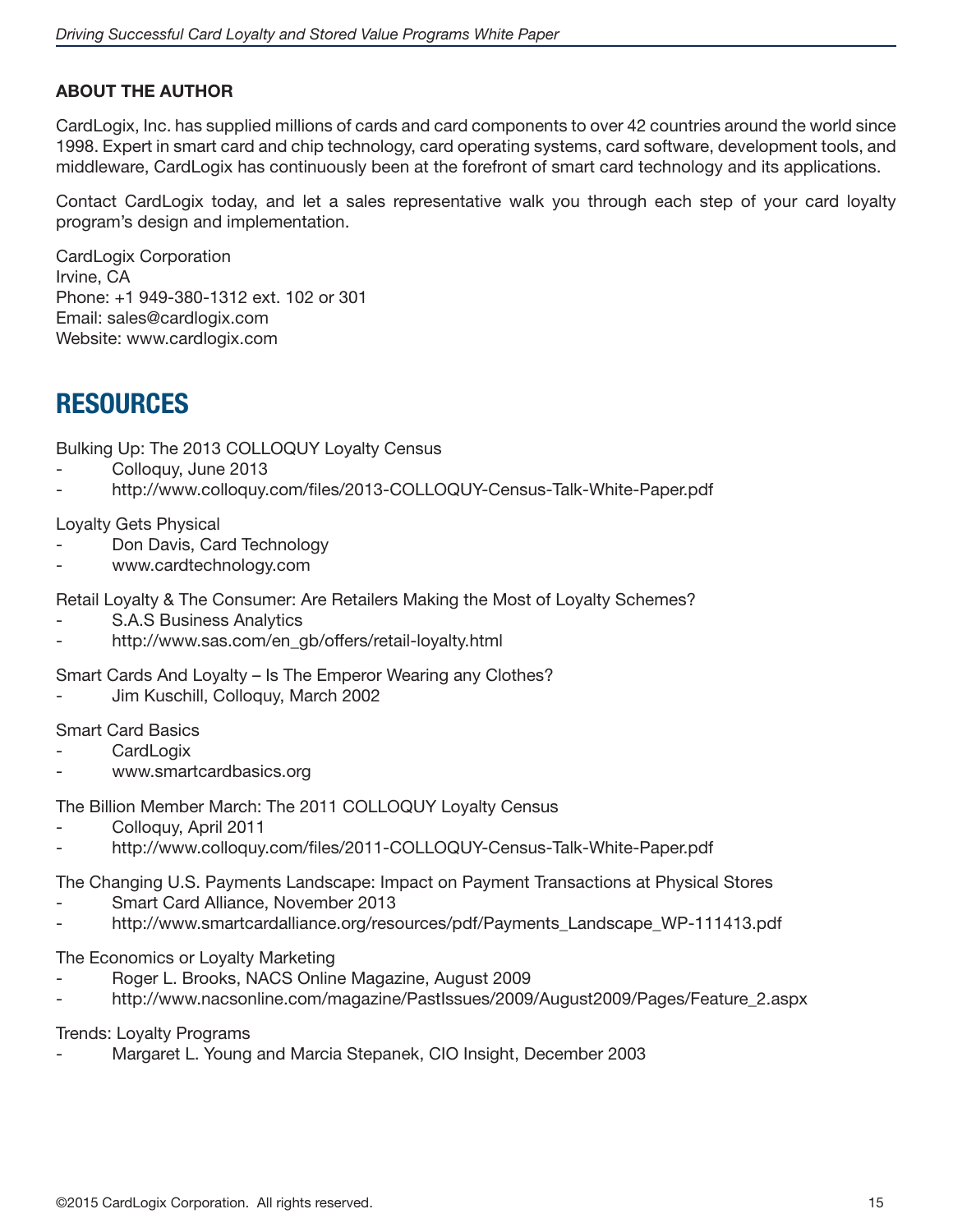## ABOUT THE AUTHOR

CardLogix, Inc. has supplied millions of cards and card components to over 42 countries around the world since 1998. Expert in smart card and chip technology, card operating systems, card software, development tools, and middleware, CardLogix has continuously been at the forefront of smart card technology and its applications.

Contact CardLogix today, and let a sales representative walk you through each step of your card loyalty program's design and implementation.

CardLogix Corporation
Irvine, CA
Phone: +1 949-380-1312 ext. 102 or 301
Email: sales@cardlogix.com
Website: www.cardlogix.com

# RESOURCES

Bulking Up: The 2013 COLLOQUY Loyalty Census
- Colloquy, June 2013
- http://www.colloquy.com/files/2013-COLLOQUY-Census-Talk-White-Paper.pdf

Loyalty Gets Physical
- Don Davis, Card Technology
- www.cardtechnology.com

Retail Loyalty & The Consumer: Are Retailers Making the Most of Loyalty Schemes?
- S.A.S Business Analytics
- http://www.sas.com/en_gb/offers/retail-loyalty.html

Smart Cards And Loyalty – Is The Emperor Wearing any Clothes?
- Jim Kuschill, Colloquy, March 2002

Smart Card Basics
- CardLogix
- www.smartcardbasics.org

The Billion Member March: The 2011 COLLOQUY Loyalty Census
- Colloquy, April 2011
- http://www.colloquy.com/files/2011-COLLOQUY-Census-Talk-White-Paper.pdf

The Changing U.S. Payments Landscape: Impact on Payment Transactions at Physical Stores
- Smart Card Alliance, November 2013
- http://www.smartcardalliance.org/resources/pdf/Payments_Landscape_WP-111413.pdf

The Economics or Loyalty Marketing
- Roger L. Brooks, NACS Online Magazine, August 2009
- http://www.nacsonline.com/magazine/PastIssues/2009/August2009/Pages/Feature_2.aspx

Trends: Loyalty Programs
- Margaret L. Young and Marcia Stepanek, CIO Insight, December 2003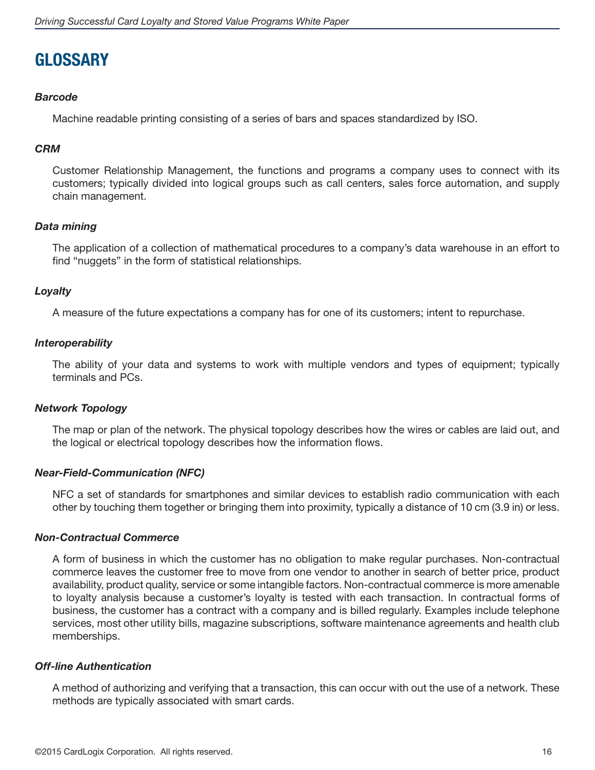# GLOSSARY

***Barcode***

Machine readable printing consisting of a series of bars and spaces standardized by ISO.

***CRM***

Customer Relationship Management, the functions and programs a company uses to connect with its customers; typically divided into logical groups such as call centers, sales force automation, and supply chain management.

***Data mining***

The application of a collection of mathematical procedures to a company's data warehouse in an effort to find "nuggets" in the form of statistical relationships.

***Loyalty***

A measure of the future expectations a company has for one of its customers; intent to repurchase.

***Interoperability***

The ability of your data and systems to work with multiple vendors and types of equipment; typically terminals and PCs.

***Network Topology***

The map or plan of the network. The physical topology describes how the wires or cables are laid out, and the logical or electrical topology describes how the information flows.

***Near-Field-Communication (NFC)***

NFC a set of standards for smartphones and similar devices to establish radio communication with each other by touching them together or bringing them into proximity, typically a distance of 10 cm (3.9 in) or less.

***Non-Contractual Commerce***

A form of business in which the customer has no obligation to make regular purchases. Non-contractual commerce leaves the customer free to move from one vendor to another in search of better price, product availability, product quality, service or some intangible factors. Non-contractual commerce is more amenable to loyalty analysis because a customer's loyalty is tested with each transaction. In contractual forms of business, the customer has a contract with a company and is billed regularly. Examples include telephone services, most other utility bills, magazine subscriptions, software maintenance agreements and health club memberships.

***Off-line Authentication***

A method of authorizing and verifying that a transaction, this can occur with out the use of a network. These methods are typically associated with smart cards.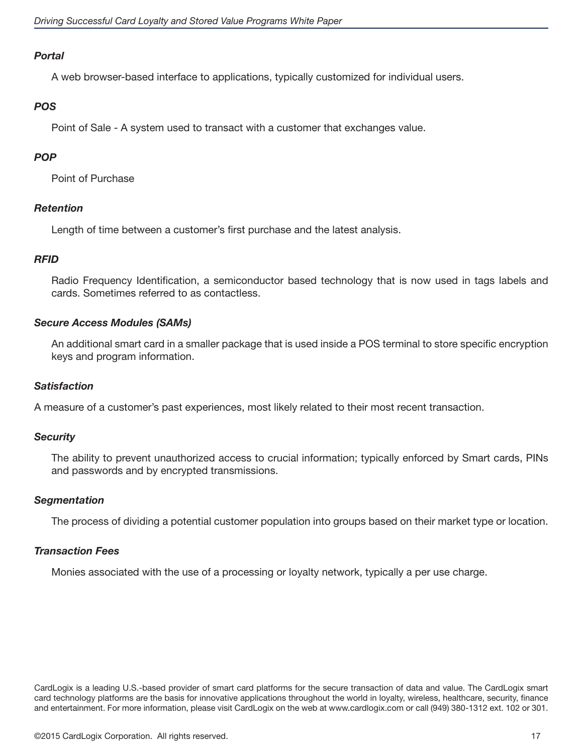***Portal***

A web browser-based interface to applications, typically customized for individual users.

***POS***

Point of Sale - A system used to transact with a customer that exchanges value.

***POP***

Point of Purchase

***Retention***

Length of time between a customer's first purchase and the latest analysis.

***RFID***

Radio Frequency Identification, a semiconductor based technology that is now used in tags labels and cards. Sometimes referred to as contactless.

***Secure Access Modules (SAMs)***

An additional smart card in a smaller package that is used inside a POS terminal to store specific encryption keys and program information.

***Satisfaction***

A measure of a customer's past experiences, most likely related to their most recent transaction.

***Security***

The ability to prevent unauthorized access to crucial information; typically enforced by Smart cards, PINs and passwords and by encrypted transmissions.

***Segmentation***

The process of dividing a potential customer population into groups based on their market type or location.

***Transaction Fees***

Monies associated with the use of a processing or loyalty network, typically a per use charge.

CardLogix is a leading U.S.-based provider of smart card platforms for the secure transaction of data and value. The CardLogix smart card technology platforms are the basis for innovative applications throughout the world in loyalty, wireless, healthcare, security, finance and entertainment. For more information, please visit CardLogix on the web at www.cardlogix.com or call (949) 380-1312 ext. 102 or 301.

©2015 CardLogix Corporation. All rights reserved.